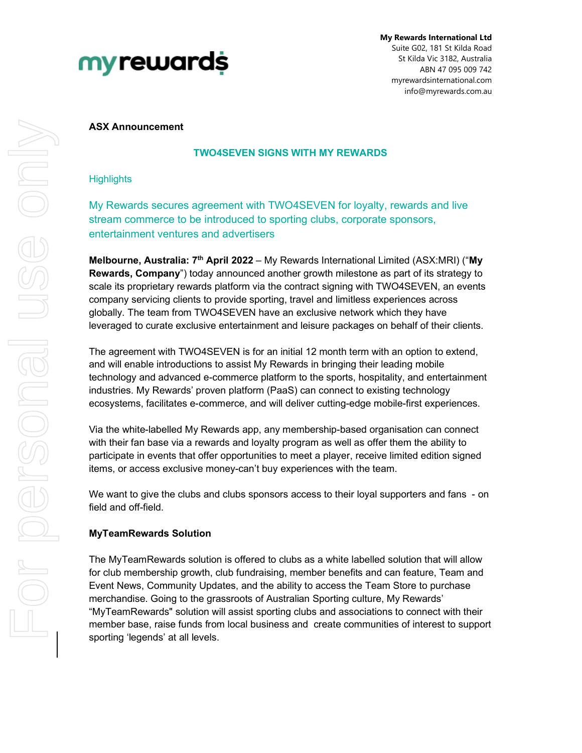**My Rewards International Ltd**
Suite G02, 181 St Kilda Road
St Kilda Vic 3182, Australia
ABN 47 095 009 742
myrewardsinternational.com
info@myrewards.com.au

**ASX Announcement**

## TWO4SEVEN SIGNS WITH MY REWARDS

Highlights

My Rewards secures agreement with TWO4SEVEN for loyalty, rewards and live stream commerce to be introduced to sporting clubs, corporate sponsors, entertainment ventures and advertisers

**Melbourne, Australia: 7th April 2022** – My Rewards International Limited (ASX:MRI) ("**My Rewards, Company**") today announced another growth milestone as part of its strategy to scale its proprietary rewards platform via the contract signing with TWO4SEVEN, an events company servicing clients to provide sporting, travel and limitless experiences across globally. The team from TWO4SEVEN have an exclusive network which they have leveraged to curate exclusive entertainment and leisure packages on behalf of their clients.

The agreement with TWO4SEVEN is for an initial 12 month term with an option to extend, and will enable introductions to assist My Rewards in bringing their leading mobile technology and advanced e-commerce platform to the sports, hospitality, and entertainment industries. My Rewards' proven platform (PaaS) can connect to existing technology ecosystems, facilitates e-commerce, and will deliver cutting-edge mobile-first experiences.

Via the white-labelled My Rewards app, any membership-based organisation can connect with their fan base via a rewards and loyalty program as well as offer them the ability to participate in events that offer opportunities to meet a player, receive limited edition signed items, or access exclusive money-can't buy experiences with the team.

We want to give the clubs and clubs sponsors access to their loyal supporters and fans - on field and off-field.

**MyTeamRewards Solution**

The MyTeamRewards solution is offered to clubs as a white labelled solution that will allow for club membership growth, club fundraising, member benefits and can feature, Team and Event News, Community Updates, and the ability to access the Team Store to purchase merchandise. Going to the grassroots of Australian Sporting culture, My Rewards' "MyTeamRewards" solution will assist sporting clubs and associations to connect with their member base, raise funds from local business and create communities of interest to support sporting 'legends' at all levels.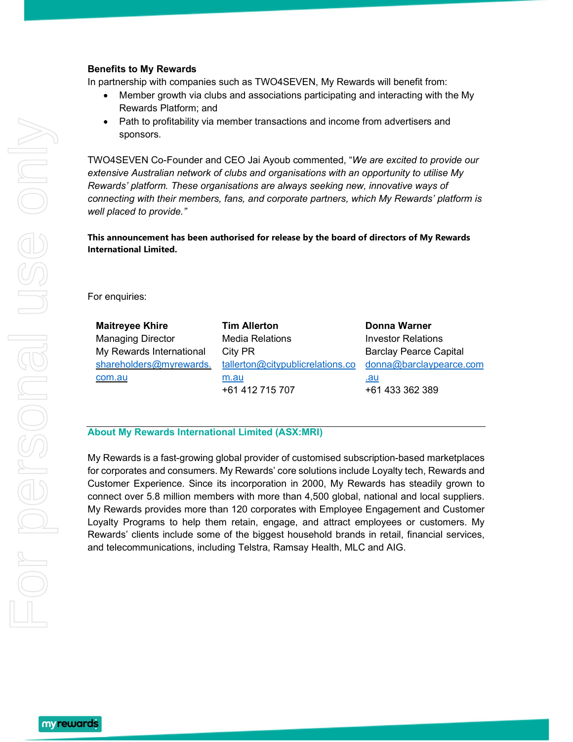**Benefits to My Rewards**

In partnership with companies such as TWO4SEVEN, My Rewards will benefit from:

- Member growth via clubs and associations participating and interacting with the My Rewards Platform; and
- Path to profitability via member transactions and income from advertisers and sponsors.

TWO4SEVEN Co-Founder and CEO Jai Ayoub commented, "*We are excited to provide our extensive Australian network of clubs and organisations with an opportunity to utilise My Rewards' platform. These organisations are always seeking new, innovative ways of connecting with their members, fans, and corporate partners, which My Rewards' platform is well placed to provide.*"

**This announcement has been authorised for release by the board of directors of My Rewards International Limited.**

For enquiries:

| | | |
|---|---|---|
| **Maitreyee Khire** | **Tim Allerton** | **Donna Warner** |
| Managing Director | Media Relations | Investor Relations |
| My Rewards International | City PR | Barclay Pearce Capital |
| shareholders@myrewards.com.au | tallerton@citypublicrelations.com.au | donna@barclaypearce.com.au |
| | +61 412 715 707 | +61 433 362 389 |

## About My Rewards International Limited (ASX:MRI)

My Rewards is a fast-growing global provider of customised subscription-based marketplaces for corporates and consumers. My Rewards' core solutions include Loyalty tech, Rewards and Customer Experience. Since its incorporation in 2000, My Rewards has steadily grown to connect over 5.8 million members with more than 4,500 global, national and local suppliers. My Rewards provides more than 120 corporates with Employee Engagement and Customer Loyalty Programs to help them retain, engage, and attract employees or customers. My Rewards' clients include some of the biggest household brands in retail, financial services, and telecommunications, including Telstra, Ramsay Health, MLC and AIG.